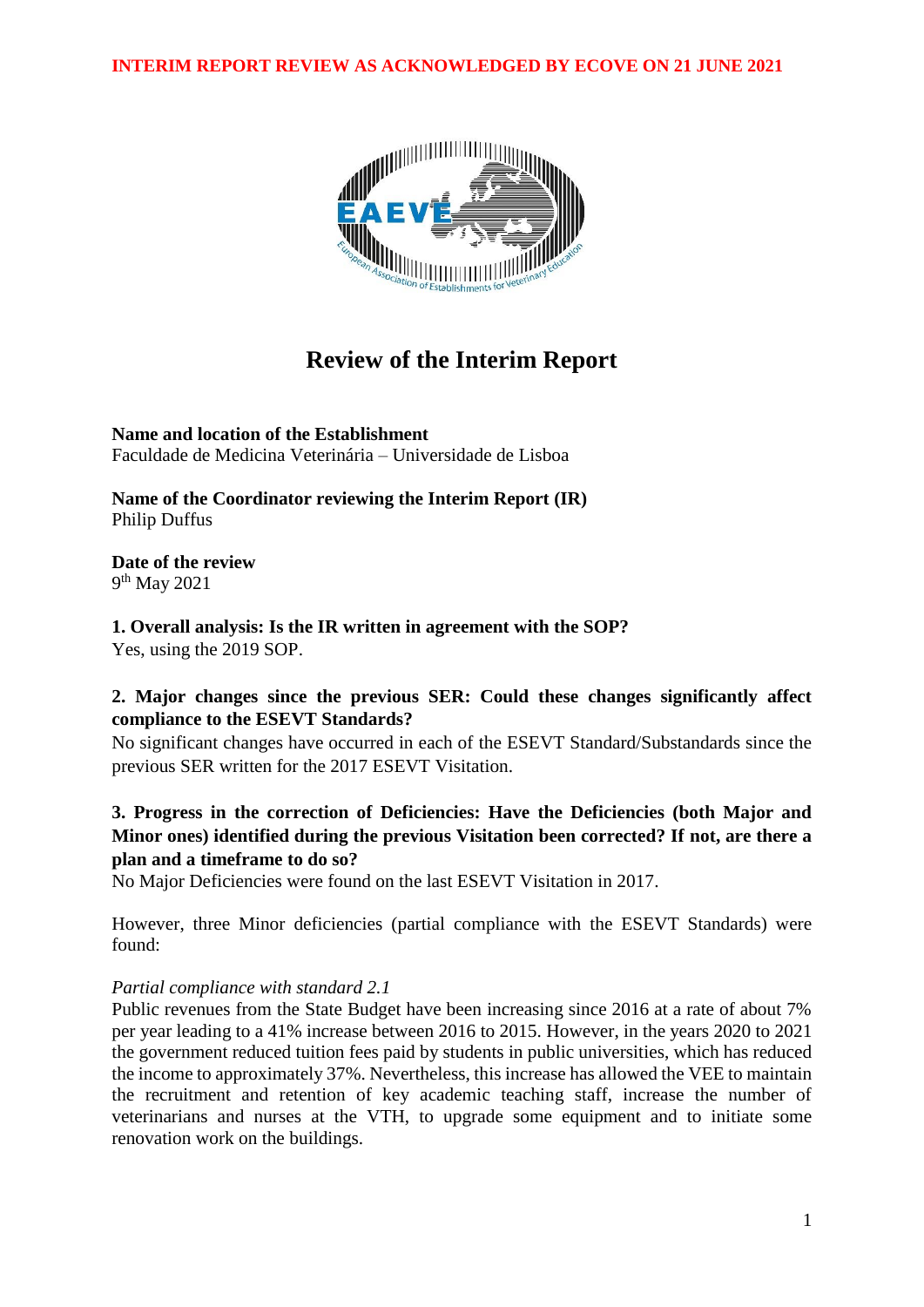INTERIM REPORT REVIEW AS ACKNOWLEDGED BY ECOVE ON 21 JUNE 2021

# Review of the Interim Report

**Name and location of the Establishment**
Faculdade de Medicina Veterinária – Universidade de Lisboa

**Name of the Coordinator reviewing the Interim Report (IR)**
Philip Duffus

**Date of the review**
9th May 2021

**1. Overall analysis: Is the IR written in agreement with the SOP?**
Yes, using the 2019 SOP.

**2. Major changes since the previous SER: Could these changes significantly affect compliance to the ESEVT Standards?**
No significant changes have occurred in each of the ESEVT Standard/Substandards since the previous SER written for the 2017 ESEVT Visitation.

**3. Progress in the correction of Deficiencies: Have the Deficiencies (both Major and Minor ones) identified during the previous Visitation been corrected? If not, are there a plan and a timeframe to do so?**
No Major Deficiencies were found on the last ESEVT Visitation in 2017.

However, three Minor deficiencies (partial compliance with the ESEVT Standards) were found:

*Partial compliance with standard 2.1*
Public revenues from the State Budget have been increasing since 2016 at a rate of about 7% per year leading to a 41% increase between 2016 to 2015. However, in the years 2020 to 2021 the government reduced tuition fees paid by students in public universities, which has reduced the income to approximately 37%. Nevertheless, this increase has allowed the VEE to maintain the recruitment and retention of key academic teaching staff, increase the number of veterinarians and nurses at the VTH, to upgrade some equipment and to initiate some renovation work on the buildings.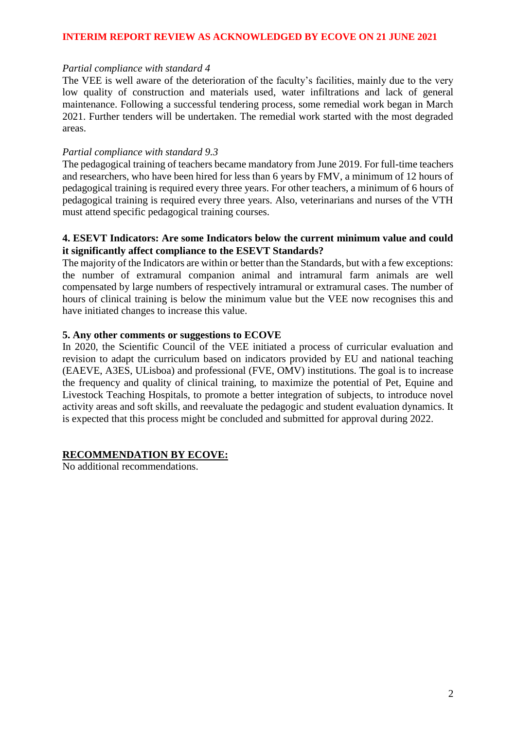**INTERIM REPORT REVIEW AS ACKNOWLEDGED BY ECOVE ON 21 JUNE 2021**

*Partial compliance with standard 4*

The VEE is well aware of the deterioration of the faculty's facilities, mainly due to the very low quality of construction and materials used, water infiltrations and lack of general maintenance. Following a successful tendering process, some remedial work began in March 2021. Further tenders will be undertaken. The remedial work started with the most degraded areas.

*Partial compliance with standard 9.3*

The pedagogical training of teachers became mandatory from June 2019. For full-time teachers and researchers, who have been hired for less than 6 years by FMV, a minimum of 12 hours of pedagogical training is required every three years. For other teachers, a minimum of 6 hours of pedagogical training is required every three years. Also, veterinarians and nurses of the VTH must attend specific pedagogical training courses.

**4. ESEVT Indicators: Are some Indicators below the current minimum value and could it significantly affect compliance to the ESEVT Standards?**

The majority of the Indicators are within or better than the Standards, but with a few exceptions: the number of extramural companion animal and intramural farm animals are well compensated by large numbers of respectively intramural or extramural cases. The number of hours of clinical training is below the minimum value but the VEE now recognises this and have initiated changes to increase this value.

**5. Any other comments or suggestions to ECOVE**

In 2020, the Scientific Council of the VEE initiated a process of curricular evaluation and revision to adapt the curriculum based on indicators provided by EU and national teaching (EAEVE, A3ES, ULisboa) and professional (FVE, OMV) institutions. The goal is to increase the frequency and quality of clinical training, to maximize the potential of Pet, Equine and Livestock Teaching Hospitals, to promote a better integration of subjects, to introduce novel activity areas and soft skills, and reevaluate the pedagogic and student evaluation dynamics. It is expected that this process might be concluded and submitted for approval during 2022.

**RECOMMENDATION BY ECOVE:**

No additional recommendations.